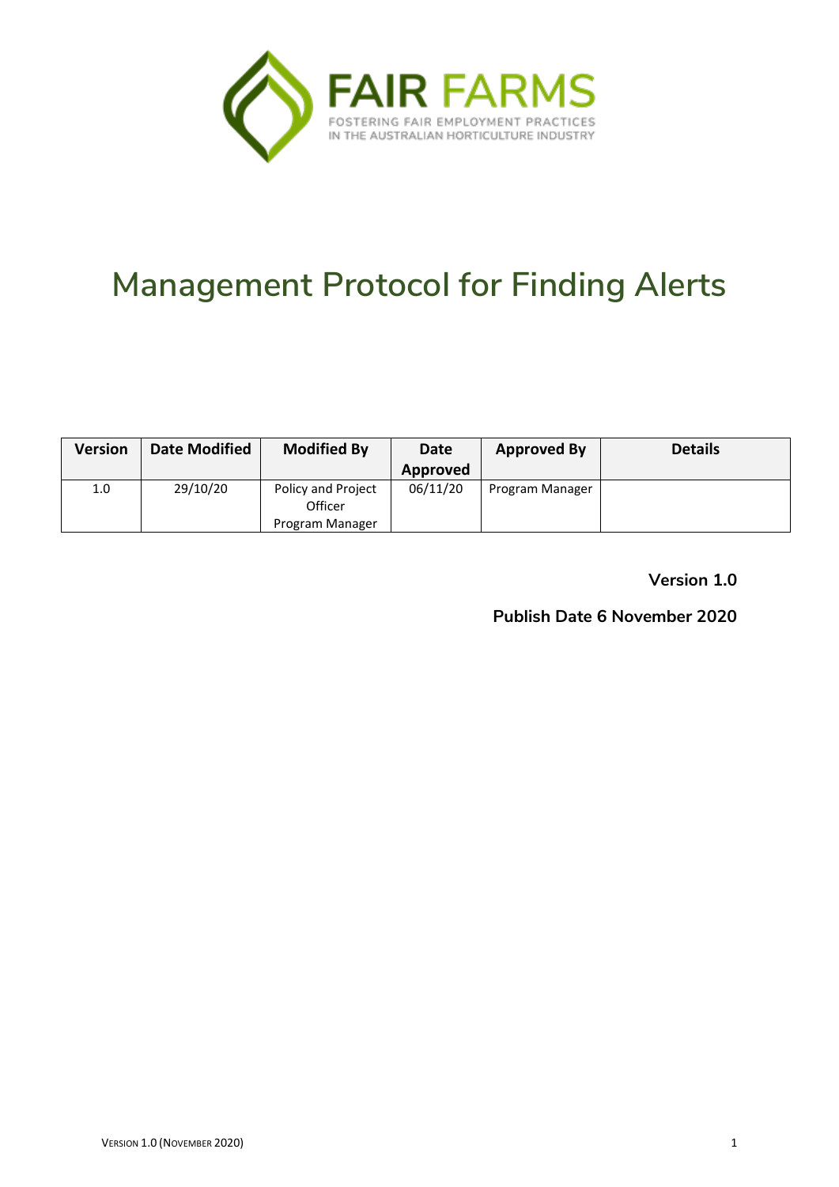FAIR FARMS

FOSTERING FAIR EMPLOYMENT PRACTICES IN THE AUSTRALIAN HORTICULTURE INDUSTRY

# Management Protocol for Finding Alerts

| Version | Date Modified | Modified By | Date Approved | Approved By | Details |
|---|---|---|---|---|---|
| 1.0 | 29/10/20 | Policy and Project Officer<br>Program Manager | 06/11/20 | Program Manager | |

**Version 1.0**

**Publish Date 6 November 2020**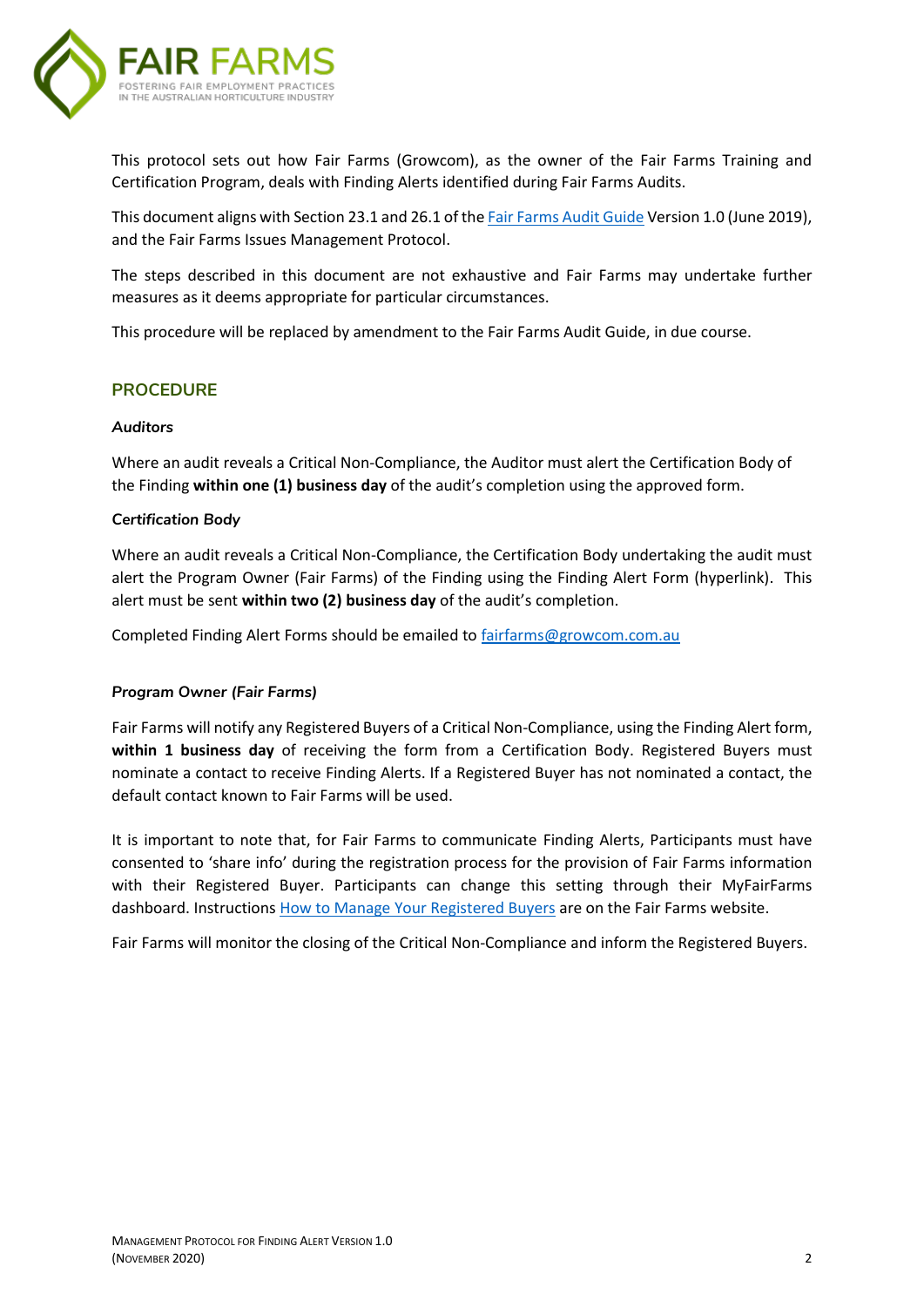This protocol sets out how Fair Farms (Growcom), as the owner of the Fair Farms Training and Certification Program, deals with Finding Alerts identified during Fair Farms Audits.

This document aligns with Section 23.1 and 26.1 of the [Fair Farms Audit Guide](#) Version 1.0 (June 2019), and the Fair Farms Issues Management Protocol.

The steps described in this document are not exhaustive and Fair Farms may undertake further measures as it deems appropriate for particular circumstances.

This procedure will be replaced by amendment to the Fair Farms Audit Guide, in due course.

## PROCEDURE

### *Auditors*

Where an audit reveals a Critical Non-Compliance, the Auditor must alert the Certification Body of the Finding **within one (1) business day** of the audit's completion using the approved form.

### *Certification Body*

Where an audit reveals a Critical Non-Compliance, the Certification Body undertaking the audit must alert the Program Owner (Fair Farms) of the Finding using the Finding Alert Form (hyperlink). This alert must be sent **within two (2) business day** of the audit's completion.

Completed Finding Alert Forms should be emailed to [fairfarms@growcom.com.au](mailto:fairfarms@growcom.com.au)

### *Program Owner (Fair Farms)*

Fair Farms will notify any Registered Buyers of a Critical Non-Compliance, using the Finding Alert form, **within 1 business day** of receiving the form from a Certification Body. Registered Buyers must nominate a contact to receive Finding Alerts. If a Registered Buyer has not nominated a contact, the default contact known to Fair Farms will be used.

It is important to note that, for Fair Farms to communicate Finding Alerts, Participants must have consented to 'share info' during the registration process for the provision of Fair Farms information with their Registered Buyer. Participants can change this setting through their MyFairFarms dashboard. Instructions [How to Manage Your Registered Buyers](#) are on the Fair Farms website.

Fair Farms will monitor the closing of the Critical Non-Compliance and inform the Registered Buyers.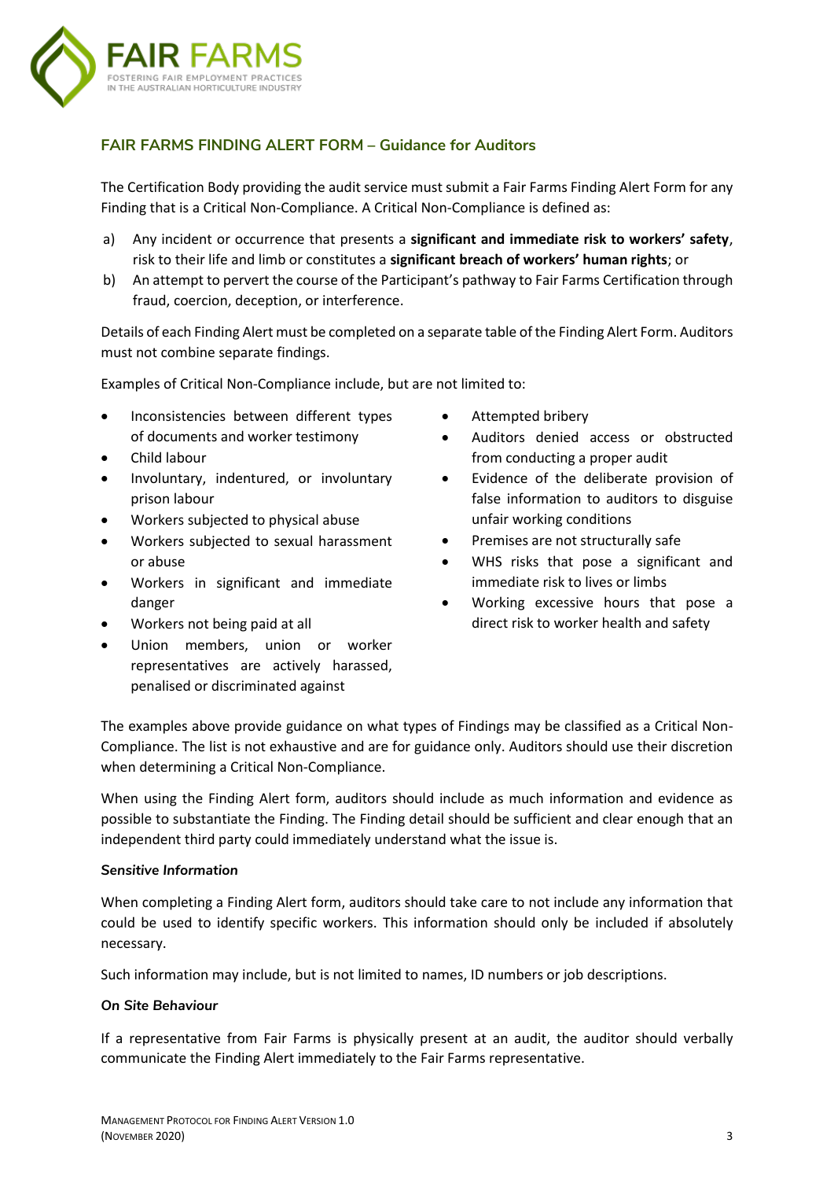## FAIR FARMS FINDING ALERT FORM – Guidance for Auditors

The Certification Body providing the audit service must submit a Fair Farms Finding Alert Form for any Finding that is a Critical Non-Compliance. A Critical Non-Compliance is defined as:

a) Any incident or occurrence that presents a **significant and immediate risk to workers' safety**, risk to their life and limb or constitutes a **significant breach of workers' human rights**; or

b) An attempt to pervert the course of the Participant's pathway to Fair Farms Certification through fraud, coercion, deception, or interference.

Details of each Finding Alert must be completed on a separate table of the Finding Alert Form. Auditors must not combine separate findings.

Examples of Critical Non-Compliance include, but are not limited to:

- Inconsistencies between different types of documents and worker testimony
- Child labour
- Involuntary, indentured, or involuntary prison labour
- Workers subjected to physical abuse
- Workers subjected to sexual harassment or abuse
- Workers in significant and immediate danger
- Workers not being paid at all
- Union members, union or worker representatives are actively harassed, penalised or discriminated against
- Attempted bribery
- Auditors denied access or obstructed from conducting a proper audit
- Evidence of the deliberate provision of false information to auditors to disguise unfair working conditions
- Premises are not structurally safe
- WHS risks that pose a significant and immediate risk to lives or limbs
- Working excessive hours that pose a direct risk to worker health and safety

The examples above provide guidance on what types of Findings may be classified as a Critical Non-Compliance. The list is not exhaustive and are for guidance only. Auditors should use their discretion when determining a Critical Non-Compliance.

When using the Finding Alert form, auditors should include as much information and evidence as possible to substantiate the Finding. The Finding detail should be sufficient and clear enough that an independent third party could immediately understand what the issue is.

### *Sensitive Information*

When completing a Finding Alert form, auditors should take care to not include any information that could be used to identify specific workers. This information should only be included if absolutely necessary.

Such information may include, but is not limited to names, ID numbers or job descriptions.

### *On Site Behaviour*

If a representative from Fair Farms is physically present at an audit, the auditor should verbally communicate the Finding Alert immediately to the Fair Farms representative.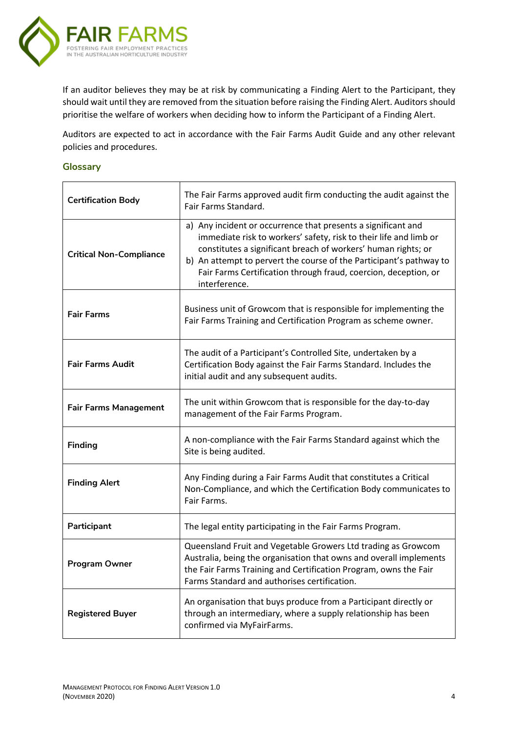If an auditor believes they may be at risk by communicating a Finding Alert to the Participant, they should wait until they are removed from the situation before raising the Finding Alert. Auditors should prioritise the welfare of workers when deciding how to inform the Participant of a Finding Alert.

Auditors are expected to act in accordance with the Fair Farms Audit Guide and any other relevant policies and procedures.

## Glossary

| Term | Definition |
|---|---|
| **Certification Body** | The Fair Farms approved audit firm conducting the audit against the Fair Farms Standard. |
| **Critical Non-Compliance** | a) Any incident or occurrence that presents a significant and immediate risk to workers' safety, risk to their life and limb or constitutes a significant breach of workers' human rights; or<br>b) An attempt to pervert the course of the Participant's pathway to Fair Farms Certification through fraud, coercion, deception, or interference. |
| **Fair Farms** | Business unit of Growcom that is responsible for implementing the Fair Farms Training and Certification Program as scheme owner. |
| **Fair Farms Audit** | The audit of a Participant's Controlled Site, undertaken by a Certification Body against the Fair Farms Standard. Includes the initial audit and any subsequent audits. |
| **Fair Farms Management** | The unit within Growcom that is responsible for the day-to-day management of the Fair Farms Program. |
| **Finding** | A non-compliance with the Fair Farms Standard against which the Site is being audited. |
| **Finding Alert** | Any Finding during a Fair Farms Audit that constitutes a Critical Non-Compliance, and which the Certification Body communicates to Fair Farms. |
| **Participant** | The legal entity participating in the Fair Farms Program. |
| **Program Owner** | Queensland Fruit and Vegetable Growers Ltd trading as Growcom Australia, being the organisation that owns and overall implements the Fair Farms Training and Certification Program, owns the Fair Farms Standard and authorises certification. |
| **Registered Buyer** | An organisation that buys produce from a Participant directly or through an intermediary, where a supply relationship has been confirmed via MyFairFarms. |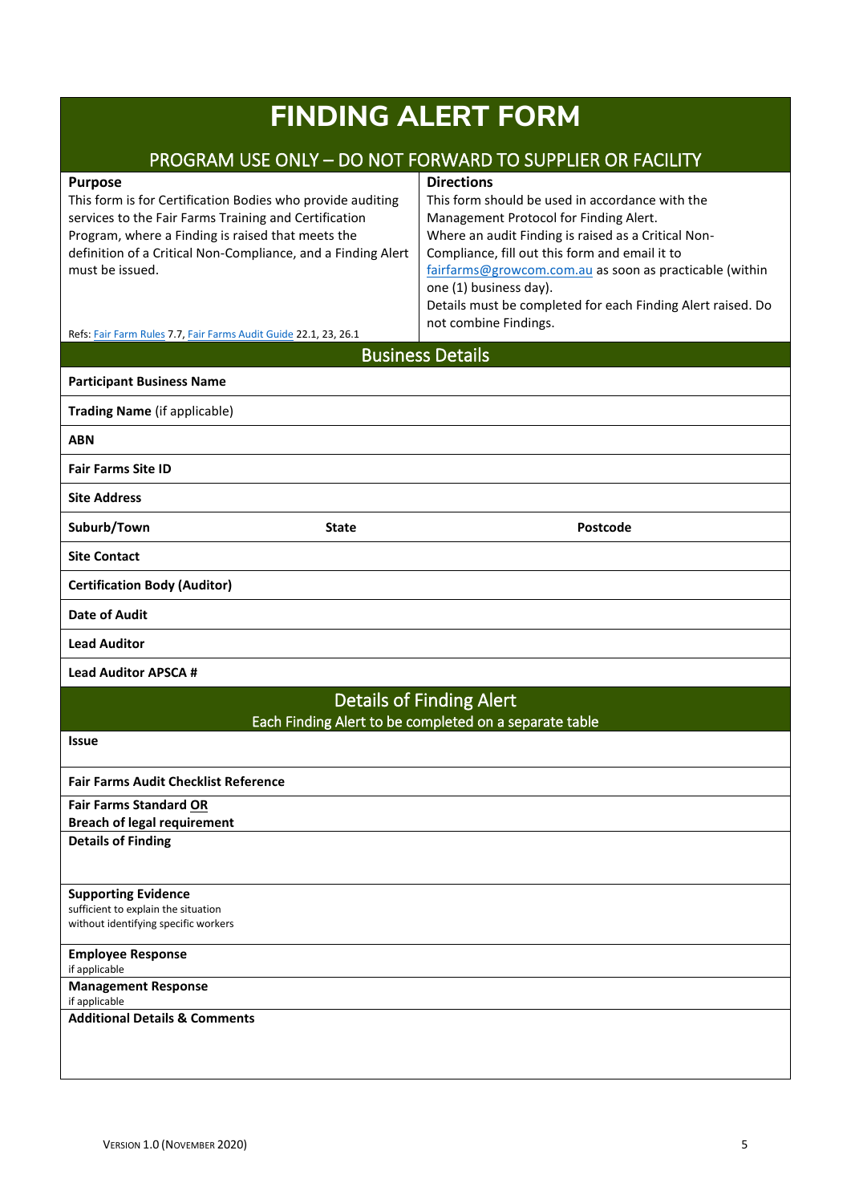# FINDING ALERT FORM

## PROGRAM USE ONLY – DO NOT FORWARD TO SUPPLIER OR FACILITY

**Purpose**

This form is for Certification Bodies who provide auditing services to the Fair Farms Training and Certification Program, where a Finding is raised that meets the definition of a Critical Non-Compliance, and a Finding Alert must be issued.

Refs: Fair Farm Rules 7.7, Fair Farms Audit Guide 22.1, 23, 26.1

**Directions**

This form should be used in accordance with the Management Protocol for Finding Alert.

Where an audit Finding is raised as a Critical Non-Compliance, fill out this form and email it to fairfarms@growcom.com.au as soon as practicable (within one (1) business day).

Details must be completed for each Finding Alert raised. Do not combine Findings.

## Business Details

| | | | |
|---|---|---|---|
| **Participant Business Name** | | | |
| **Trading Name** (if applicable) | | | |
| **ABN** | | | |
| **Fair Farms Site ID** | | | |
| **Site Address** | | | |
| **Suburb/Town** | **State** | **Postcode** | |
| **Site Contact** | | | |
| **Certification Body (Auditor)** | | | |
| **Date of Audit** | | | |
| **Lead Auditor** | | | |
| **Lead Auditor APSCA #** | | | |

## Details of Finding Alert

Each Finding Alert to be completed on a separate table

| | |
|---|---|
| **Issue** | |
| **Fair Farms Audit Checklist Reference** | |
| **Fair Farms Standard OR Breach of legal requirement** | |
| **Details of Finding** | |
| **Supporting Evidence** sufficient to explain the situation without identifying specific workers | |
| **Employee Response** if applicable | |
| **Management Response** if applicable | |
| **Additional Details & Comments** | |

Version 1.0 (November 2020)